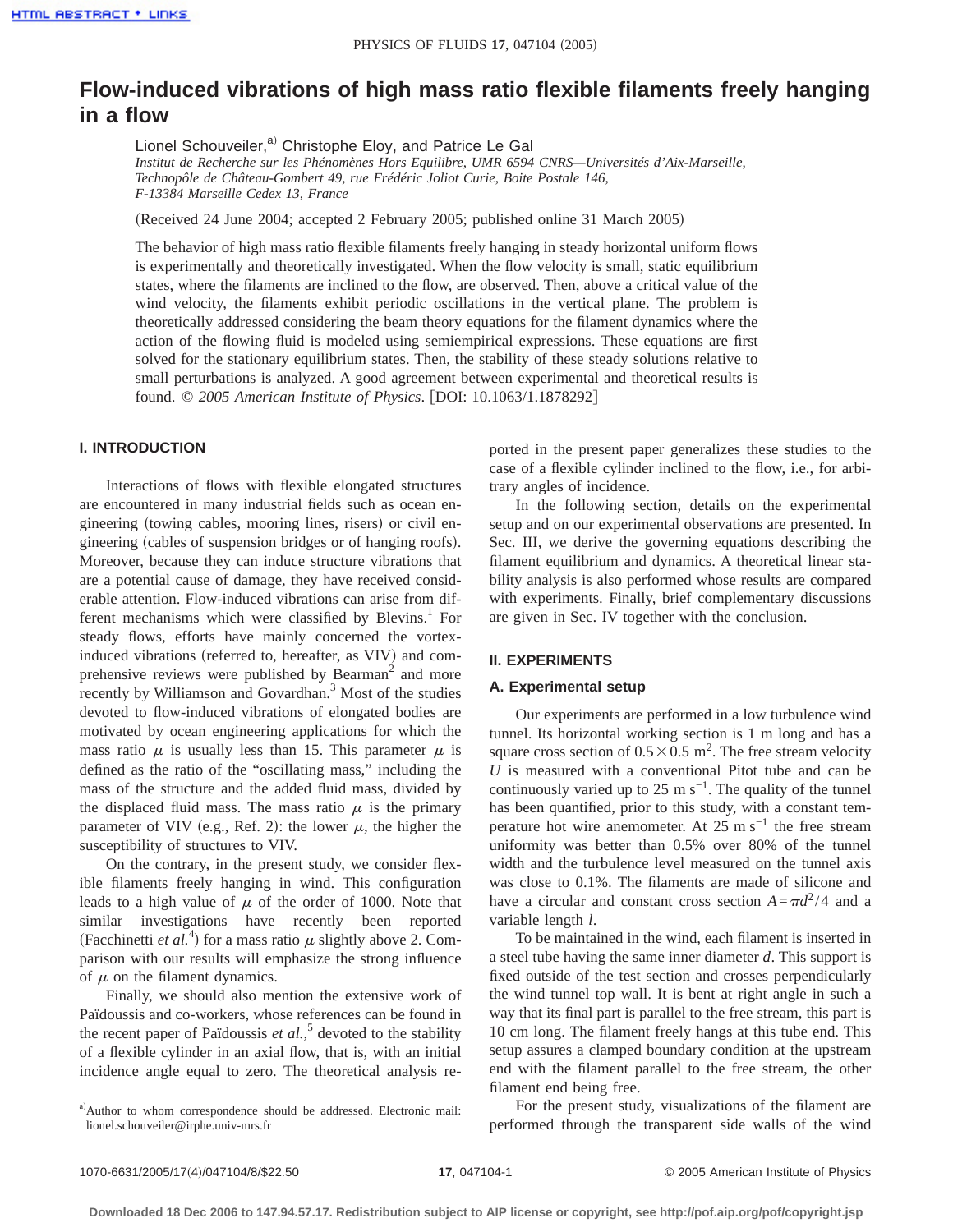# Flow-induced vibrations of high mass ratio flexible filaments freely hanging in a flow

Lionel Schouveiler,[a] Christophe Eloy, and Patrice Le Gal

*Institut de Recherche sur les Phénomènes Hors Equilibre, UMR 6594 CNRS—Universités d'Aix-Marseille, Technopôle de Château-Gombert 49, rue Frédéric Joliot Curie, Boite Postale 146, F-13384 Marseille Cedex 13, France*

(Received 24 June 2004; accepted 2 February 2005; published online 31 March 2005)

The behavior of high mass ratio flexible filaments freely hanging in steady horizontal uniform flows is experimentally and theoretically investigated. When the flow velocity is small, static equilibrium states, where the filaments are inclined to the flow, are observed. Then, above a critical value of the wind velocity, the filaments exhibit periodic oscillations in the vertical plane. The problem is theoretically addressed considering the beam theory equations for the filament dynamics where the action of the flowing fluid is modeled using semiempirical expressions. These equations are first solved for the stationary equilibrium states. Then, the stability of these steady solutions relative to small perturbations is analyzed. A good agreement between experimental and theoretical results is found. © *2005 American Institute of Physics*. [DOI: 10.1063/1.1878292]

## I. INTRODUCTION

Interactions of flows with flexible elongated structures are encountered in many industrial fields such as ocean engineering (towing cables, mooring lines, risers) or civil engineering (cables of suspension bridges or of hanging roofs). Moreover, because they can induce structure vibrations that are a potential cause of damage, they have received considerable attention. Flow-induced vibrations can arise from different mechanisms which were classified by Blevins.[1] For steady flows, efforts have mainly concerned the vortex-induced vibrations (referred to, hereafter, as VIV) and comprehensive reviews were published by Bearman[2] and more recently by Williamson and Govardhan.[3] Most of the studies devoted to flow-induced vibrations of elongated bodies are motivated by ocean engineering applications for which the mass ratio $\mu$ is usually less than 15. This parameter $\mu$ is defined as the ratio of the "oscillating mass," including the mass of the structure and the added fluid mass, divided by the displaced fluid mass. The mass ratio $\mu$ is the primary parameter of VIV (e.g., Ref. 2): the lower $\mu$, the higher the susceptibility of structures to VIV.

On the contrary, in the present study, we consider flexible filaments freely hanging in wind. This configuration leads to a high value of $\mu$ of the order of 1000. Note that similar investigations have recently been reported (Facchinetti *et al.*[4]) for a mass ratio $\mu$ slightly above 2. Comparison with our results will emphasize the strong influence of $\mu$ on the filament dynamics.

Finally, we should also mention the extensive work of Païdoussis and co-workers, whose references can be found in the recent paper of Païdoussis *et al.*,[5] devoted to the stability of a flexible cylinder in an axial flow, that is, with an initial incidence angle equal to zero. The theoretical analysis reported in the present paper generalizes these studies to the case of a flexible cylinder inclined to the flow, i.e., for arbitrary angles of incidence.

In the following section, details on the experimental setup and on our experimental observations are presented. In Sec. III, we derive the governing equations describing the filament equilibrium and dynamics. A theoretical linear stability analysis is also performed whose results are compared with experiments. Finally, brief complementary discussions are given in Sec. IV together with the conclusion.

## II. EXPERIMENTS

### A. Experimental setup

Our experiments are performed in a low turbulence wind tunnel. Its horizontal working section is 1 m long and has a square cross section of $0.5\times0.5\ \mathrm{m}^2$. The free stream velocity $U$ is measured with a conventional Pitot tube and can be continuously varied up to $25\ \mathrm{m\,s}^{-1}$. The quality of the tunnel has been quantified, prior to this study, with a constant temperature hot wire anemometer. At $25\ \mathrm{m\,s}^{-1}$ the free stream uniformity was better than 0.5% over 80% of the tunnel width and the turbulence level measured on the tunnel axis was close to 0.1%. The filaments are made of silicone and have a circular and constant cross section $A=\pi d^2/4$ and a variable length $l$.

To be maintained in the wind, each filament is inserted in a steel tube having the same inner diameter $d$. This support is fixed outside of the test section and crosses perpendicularly the wind tunnel top wall. It is bent at right angle in such a way that its final part is parallel to the free stream, this part is 10 cm long. The filament freely hangs at this tube end. This setup assures a clamped boundary condition at the upstream end with the filament parallel to the free stream, the other filament end being free.

For the present study, visualizations of the filament are performed through the transparent side walls of the wind

[a]Author to whom correspondence should be addressed. Electronic mail: lionel.schouveiler@irphe.univ-mrs.fr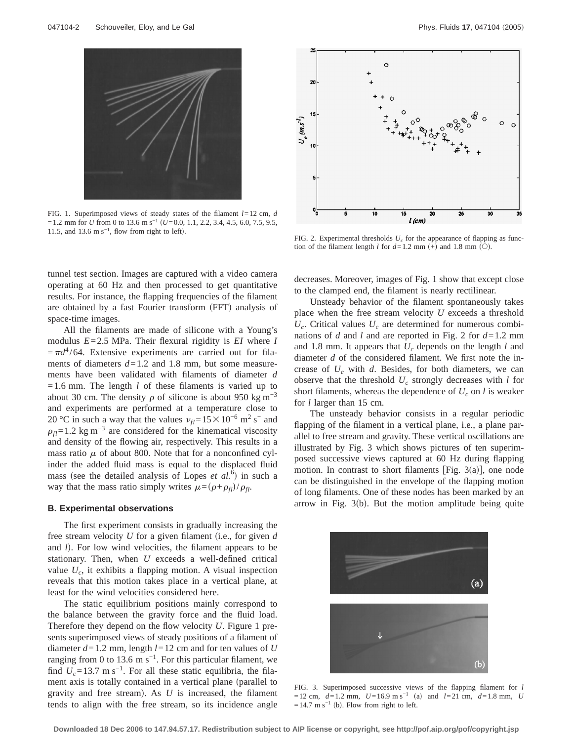FIG. 1. Superimposed views of steady states of the filament $l=12$ cm, $d=1.2$ mm for $U$ from 0 to 13.6 m s$^{-1}$ ($U$=0.0, 1.1, 2.2, 3.4, 4.5, 6.0, 7.5, 9.5, 11.5, and 13.6 m s$^{-1}$, flow from right to left).

FIG. 2. Experimental thresholds $U_c$ for the appearance of flapping as function of the filament length $l$ for $d=1.2$ mm (+) and 1.8 mm (○).

tunnel test section. Images are captured with a video camera operating at 60 Hz and then processed to get quantitative results. For instance, the flapping frequencies of the filament are obtained by a fast Fourier transform (FFT) analysis of space-time images.

All the filaments are made of silicone with a Young's modulus $E=2.5$ MPa. Their flexural rigidity is $EI$ where $I=\pi d^4/64$. Extensive experiments are carried out for filaments of diameters $d=1.2$ and 1.8 mm, but some measurements have been validated with filaments of diameter $d=1.6$ mm. The length $l$ of these filaments is varied up to about 30 cm. The density $\rho$ of silicone is about 950 kg m$^{-3}$ and experiments are performed at a temperature close to 20 °C in such a way that the values $\nu_{fl}=15\times10^{-6}$ m$^2$ s$^-$ and $\rho_{fl}=1.2$ kg m$^{-3}$ are considered for the kinematical viscosity and density of the flowing air, respectively. This results in a mass ratio $\mu$ of about 800. Note that for a nonconfined cylinder the added fluid mass is equal to the displaced fluid mass (see the detailed analysis of Lopes *et al.*[6]) in such a way that the mass ratio simply writes $\mu=(\rho+\rho_{fl})/\rho_{fl}$.

### B. Experimental observations

The first experiment consists in gradually increasing the free stream velocity $U$ for a given filament (i.e., for given $d$ and $l$). For low wind velocities, the filament appears to be stationary. Then, when $U$ exceeds a well-defined critical value $U_c$, it exhibits a flapping motion. A visual inspection reveals that this motion takes place in a vertical plane, at least for the wind velocities considered here.

The static equilibrium positions mainly correspond to the balance between the gravity force and the fluid load. Therefore they depend on the flow velocity $U$. Figure 1 presents superimposed views of steady positions of a filament of diameter $d=1.2$ mm, length $l=12$ cm and for ten values of $U$ ranging from 0 to 13.6 m s$^{-1}$. For this particular filament, we find $U_c=13.7$ m s$^{-1}$. For all these static equilibria, the filament axis is totally contained in a vertical plane (parallel to gravity and free stream). As $U$ is increased, the filament tends to align with the free stream, so its incidence angle decreases. Moreover, images of Fig. 1 show that except close to the clamped end, the filament is nearly rectilinear.

Unsteady behavior of the filament spontaneously takes place when the free stream velocity $U$ exceeds a threshold $U_c$. Critical values $U_c$ are determined for numerous combinations of $d$ and $l$ and are reported in Fig. 2 for $d=1.2$ mm and 1.8 mm. It appears that $U_c$ depends on the length $l$ and diameter $d$ of the considered filament. We first note the increase of $U_c$ with $d$. Besides, for both diameters, we can observe that the threshold $U_c$ strongly decreases with $l$ for short filaments, whereas the dependence of $U_c$ on $l$ is weaker for $l$ larger than 15 cm.

The unsteady behavior consists in a regular periodic flapping of the filament in a vertical plane, i.e., a plane parallel to free stream and gravity. These vertical oscillations are illustrated by Fig. 3 which shows pictures of ten superimposed successive views captured at 60 Hz during flapping motion. In contrast to short filaments [Fig. 3(a)], one node can be distinguished in the envelope of the flapping motion of long filaments. One of these nodes has been marked by an arrow in Fig. 3(b). But the motion amplitude being quite

FIG. 3. Superimposed successive views of the flapping filament for $l=12$ cm, $d=1.2$ mm, $U=16.9$ m s$^{-1}$ (a) and $l=21$ cm, $d=1.8$ mm, $U=14.7$ m s$^{-1}$ (b). Flow from right to left.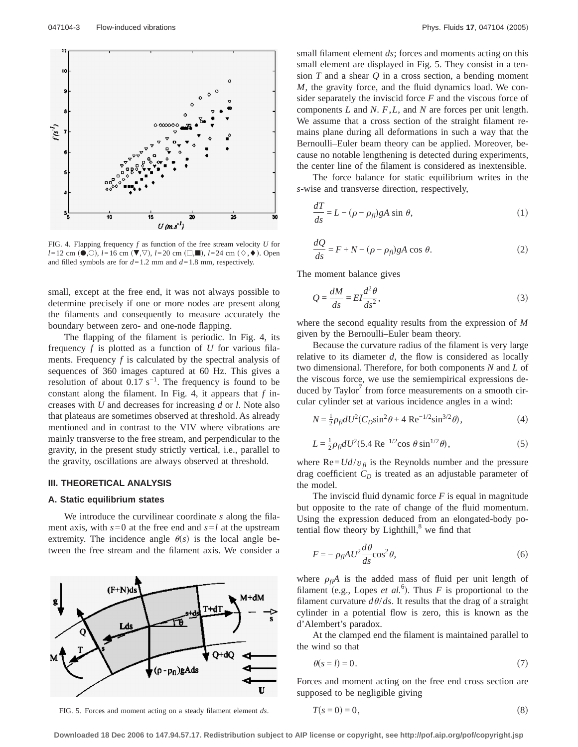FIG. 4. Flapping frequency $f$ as function of the free stream velocity $U$ for $l$=12 cm (●,○), $l$=16 cm (▼,▽), $l$=20 cm (□,■), $l$=24 cm (◇,◆). Open and filled symbols are for $d$=1.2 mm and $d$=1.8 mm, respectively.

small, except at the free end, it was not always possible to determine precisely if one or more nodes are present along the filaments and consequently to measure accurately the boundary between zero- and one-node flapping.

The flapping of the filament is periodic. In Fig. 4, its frequency $f$ is plotted as a function of $U$ for various filaments. Frequency $f$ is calculated by the spectral analysis of sequences of 360 images captured at 60 Hz. This gives a resolution of about 0.17 $s^{-1}$. The frequency is found to be constant along the filament. In Fig. 4, it appears that $f$ increases with $U$ and decreases for increasing $d$ or $l$. Note also that plateaus are sometimes observed at threshold. As already mentioned and in contrast to the VIV where vibrations are mainly transverse to the free stream, and perpendicular to the gravity, in the present study strictly vertical, i.e., parallel to the gravity, oscillations are always observed at threshold.

### III. THEORETICAL ANALYSIS

#### A. Static equilibrium states

We introduce the curvilinear coordinate $s$ along the filament axis, with $s=0$ at the free end and $s=l$ at the upstream extremity. The incidence angle $\theta(s)$ is the local angle between the free stream and the filament axis. We consider a small filament element $ds$; forces and moments acting on this small element are displayed in Fig. 5. They consist in a tension $T$ and a shear $Q$ in a cross section, a bending moment $M$, the gravity force, and the fluid dynamics load. We consider separately the inviscid force $F$ and the viscous force of components $L$ and $N$. $F,L$, and $N$ are forces per unit length. We assume that a cross section of the straight filament remains plane during all deformations in such a way that the Bernoulli–Euler beam theory can be applied. Moreover, because no notable lengthening is detected during experiments, the center line of the filament is considered as inextensible.

FIG. 5. Forces and moment acting on a steady filament element $ds$.

The force balance for static equilibrium writes in the $s$-wise and transverse direction, respectively,

$$\frac{dT}{ds} = L - (\rho - \rho_{fl})gA \sin \theta, \tag{1}$$

$$\frac{dQ}{ds} = F + N - (\rho - \rho_{fl})gA \cos \theta. \tag{2}$$

The moment balance gives

$$Q = \frac{dM}{ds} = EI\frac{d^2\theta}{ds^2}, \tag{3}$$

where the second equality results from the expression of $M$ given by the Bernoulli–Euler beam theory.

Because the curvature radius of the filament is very large relative to its diameter $d$, the flow is considered as locally two dimensional. Therefore, for both components $N$ and $L$ of the viscous force, we use the semiempirical expressions deduced by Taylor[7] from force measurements on a smooth circular cylinder set at various incidence angles in a wind:

$$N = \tfrac{1}{2}\rho_{fl} dU^2 (C_D \sin^2\theta + 4\,\mathrm{Re}^{-1/2}\sin^{3/2}\theta), \tag{4}$$

$$L = \tfrac{1}{2}\rho_{fl} dU^2 (5.4\,\mathrm{Re}^{-1/2}\cos\theta\,\sin^{1/2}\theta), \tag{5}$$

where $\mathrm{Re}=Ud/\upsilon_{fl}$ is the Reynolds number and the pressure drag coefficient $C_D$ is treated as an adjustable parameter of the model.

The inviscid fluid dynamic force $F$ is equal in magnitude but opposite to the rate of change of the fluid momentum. Using the expression deduced from an elongated-body potential flow theory by Lighthill,[8] we find that

$$F = -\rho_{fl} AU^2 \frac{d\theta}{ds}\cos^2\theta, \tag{6}$$

where $\rho_{fl}A$ is the added mass of fluid per unit length of filament (e.g., Lopes *et al.*[6]). Thus $F$ is proportional to the filament curvature $d\theta/ds$. It results that the drag of a straight cylinder in a potential flow is zero, this is known as the d'Alembert's paradox.

At the clamped end the filament is maintained parallel to the wind so that

$$\theta(s=l) = 0. \tag{7}$$

Forces and moment acting on the free end cross section are supposed to be negligible giving

$$T(s=0) = 0, \tag{8}$$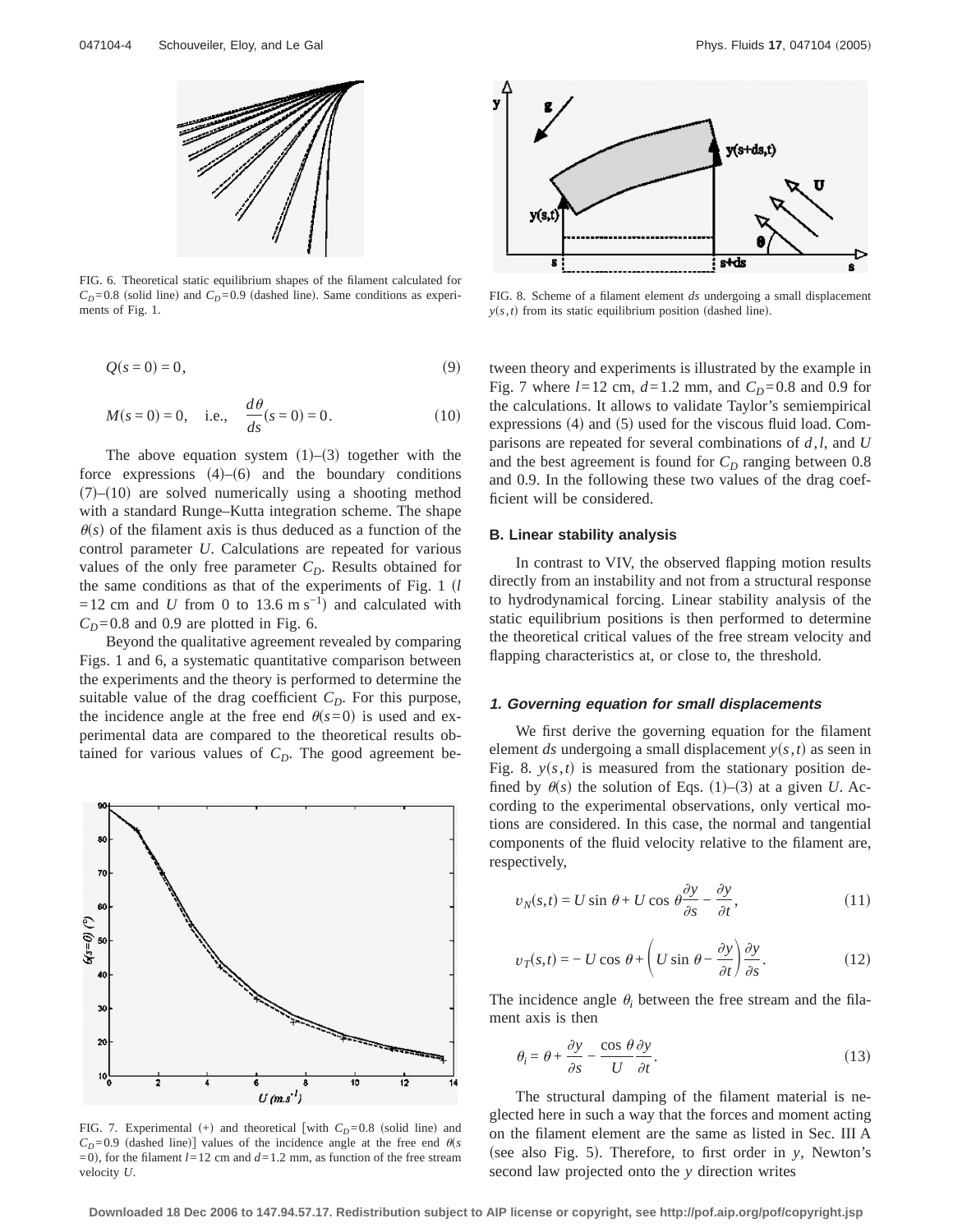FIG. 6. Theoretical static equilibrium shapes of the filament calculated for $C_D=0.8$ (solid line) and $C_D=0.9$ (dashed line). Same conditions as experiments of Fig. 1.

FIG. 8. Scheme of a filament element $ds$ undergoing a small displacement $y(s,t)$ from its static equilibrium position (dashed line).

$$Q(s=0)=0, \tag{9}$$

$$M(s=0)=0, \quad \text{i.e.,} \quad \frac{d\theta}{ds}(s=0)=0. \tag{10}$$

The above equation system (1)–(3) together with the force expressions (4)–(6) and the boundary conditions (7)–(10) are solved numerically using a shooting method with a standard Runge–Kutta integration scheme. The shape $\theta(s)$ of the filament axis is thus deduced as a function of the control parameter $U$. Calculations are repeated for various values of the only free parameter $C_D$. Results obtained for the same conditions as that of the experiments of Fig. 1 ($l=12$ cm and $U$ from 0 to 13.6 m s$^{-1}$) and calculated with $C_D=0.8$ and 0.9 are plotted in Fig. 6.

Beyond the qualitative agreement revealed by comparing Figs. 1 and 6, a systematic quantitative comparison between the experiments and the theory is performed to determine the suitable value of the drag coefficient $C_D$. For this purpose, the incidence angle at the free end $\theta(s=0)$ is used and experimental data are compared to the theoretical results obtained for various values of $C_D$. The good agreement between theory and experiments is illustrated by the example in Fig. 7 where $l=12$ cm, $d=1.2$ mm, and $C_D=0.8$ and 0.9 for the calculations. It allows to validate Taylor's semiempirical expressions (4) and (5) used for the viscous fluid load. Comparisons are repeated for several combinations of $d$, $l$, and $U$ and the best agreement is found for $C_D$ ranging between 0.8 and 0.9. In the following these two values of the drag coefficient will be considered.

FIG. 7. Experimental (+) and theoretical [with $C_D=0.8$ (solid line) and $C_D=0.9$ (dashed line)] values of the incidence angle at the free end $\theta(s=0)$, for the filament $l=12$ cm and $d=1.2$ mm, as function of the free stream velocity $U$.

### B. Linear stability analysis

In contrast to VIV, the observed flapping motion results directly from an instability and not from a structural response to hydrodynamical forcing. Linear stability analysis of the static equilibrium positions is then performed to determine the theoretical critical values of the free stream velocity and flapping characteristics at, or close to, the threshold.

#### 1. Governing equation for small displacements

We first derive the governing equation for the filament element $ds$ undergoing a small displacement $y(s,t)$ as seen in Fig. 8. $y(s,t)$ is measured from the stationary position defined by $\theta(s)$ the solution of Eqs. (1)–(3) at a given $U$. According to the experimental observations, only vertical motions are considered. In this case, the normal and tangential components of the fluid velocity relative to the filament are, respectively,

$$v_N(s,t)=U\sin\theta+U\cos\theta\frac{\partial y}{\partial s}-\frac{\partial y}{\partial t}, \tag{11}$$

$$v_T(s,t)=-U\cos\theta+\left(U\sin\theta-\frac{\partial y}{\partial t}\right)\frac{\partial y}{\partial s}. \tag{12}$$

The incidence angle $\theta_i$ between the free stream and the filament axis is then

$$\theta_i=\theta+\frac{\partial y}{\partial s}-\frac{\cos\theta}{U}\frac{\partial y}{\partial t}. \tag{13}$$

The structural damping of the filament material is neglected here in such a way that the forces and moment acting on the filament element are the same as listed in Sec. III A (see also Fig. 5). Therefore, to first order in $y$, Newton's second law projected onto the $y$ direction writes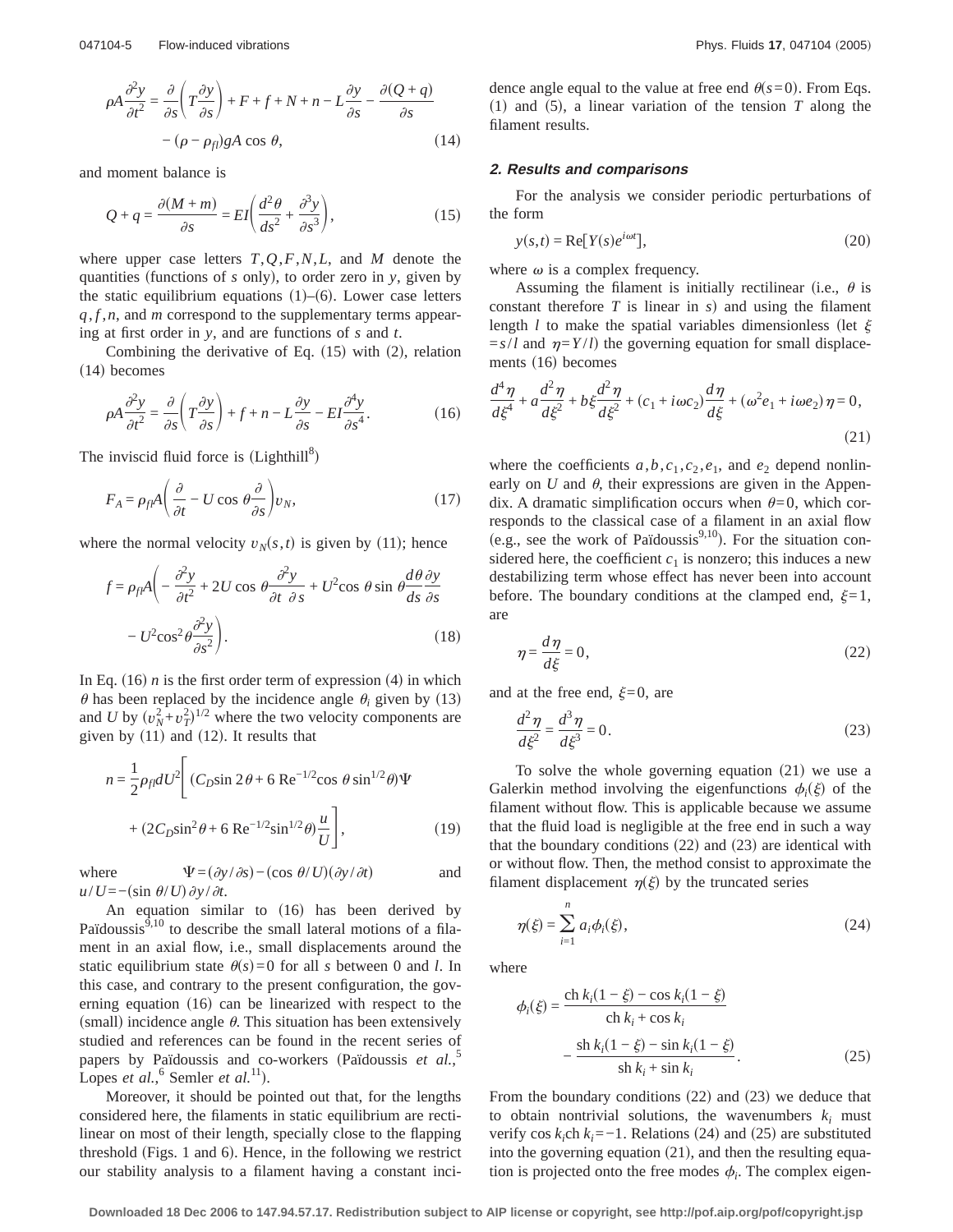$$\rho A \frac{\partial^2 y}{\partial t^2} = \frac{\partial}{\partial s}\left(T\frac{\partial y}{\partial s}\right) + F + f + N + n - L\frac{\partial y}{\partial s} - \frac{\partial (Q+q)}{\partial s} - (\rho - \rho_{fl}) g A \cos\theta, \quad (14)$$

and moment balance is

$$Q + q = \frac{\partial (M+m)}{\partial s} = EI\left(\frac{d^2\theta}{ds^2} + \frac{\partial^3 y}{\partial s^3}\right), \quad (15)$$

where upper case letters $T, Q, F, N, L$, and $M$ denote the quantities (functions of $s$ only), to order zero in $y$, given by the static equilibrium equations (1)–(6). Lower case letters $q, f, n$, and $m$ correspond to the supplementary terms appearing at first order in $y$, and are functions of $s$ and $t$.

Combining the derivative of Eq. (15) with (2), relation (14) becomes

$$\rho A \frac{\partial^2 y}{\partial t^2} = \frac{\partial}{\partial s}\left(T\frac{\partial y}{\partial s}\right) + f + n - L\frac{\partial y}{\partial s} - EI\frac{\partial^4 y}{\partial s^4}. \quad (16)$$

The inviscid fluid force is (Lighthill[8])

$$F_A = \rho_{fl} A \left(\frac{\partial}{\partial t} - U\cos\theta \frac{\partial}{\partial s}\right) v_N, \quad (17)$$

where the normal velocity $v_N(s,t)$ is given by (11); hence

$$f = \rho_{fl} A \left(-\frac{\partial^2 y}{\partial t^2} + 2U\cos\theta \frac{\partial^2 y}{\partial t\, \partial s} + U^2 \cos\theta \sin\theta \frac{d\theta}{ds}\frac{\partial y}{\partial s} - U^2 \cos^2\theta \frac{\partial^2 y}{\partial s^2}\right). \quad (18)$$

In Eq. (16) $n$ is the first order term of expression (4) in which $\theta$ has been replaced by the incidence angle $\theta_i$ given by (13) and $U$ by $(v_N^2 + v_T^2)^{1/2}$ where the two velocity components are given by (11) and (12). It results that

$$n = \frac{1}{2}\rho_{fl} d U^2 \left[(C_D \sin 2\theta + 6\, \mathrm{Re}^{-1/2} \cos\theta \sin^{1/2}\theta)\Psi + (2C_D \sin^2\theta + 6\, \mathrm{Re}^{-1/2} \sin^{1/2}\theta)\frac{u}{U}\right], \quad (19)$$

where $\Psi = (\partial y/\partial s) - (\cos\theta / U)(\partial y/\partial t)$ and $u/U = -(\sin\theta/U)\,\partial y/\partial t$.

An equation similar to (16) has been derived by Païdoussis[9,10] to describe the small lateral motions of a filament in an axial flow, i.e., small displacements around the static equilibrium state $\theta(s)=0$ for all $s$ between 0 and $l$. In this case, and contrary to the present configuration, the governing equation (16) can be linearized with respect to the (small) incidence angle $\theta$. This situation has been extensively studied and references can be found in the recent series of papers by Païdoussis and co-workers (Païdoussis *et al.*,[5] Lopes *et al.*,[6] Semler *et al.*[11]).

Moreover, it should be pointed out that, for the lengths considered here, the filaments in static equilibrium are rectilinear on most of their length, specially close to the flapping threshold (Figs. 1 and 6). Hence, in the following we restrict our stability analysis to a filament having a constant incidence angle equal to the value at free end $\theta(s=0)$. From Eqs. (1) and (5), a linear variation of the tension $T$ along the filament results.

### 2. Results and comparisons

For the analysis we consider periodic perturbations of the form

$$y(s,t) = \mathrm{Re}[Y(s)e^{i\omega t}], \quad (20)$$

where $\omega$ is a complex frequency.

Assuming the filament is initially rectilinear (i.e., $\theta$ is constant therefore $T$ is linear in $s$) and using the filament length $l$ to make the spatial variables dimensionless (let $\xi = s/l$ and $\eta = Y/l$) the governing equation for small displacements (16) becomes

$$\frac{d^4\eta}{d\xi^4} + a\frac{d^2\eta}{d\xi^2} + b\xi\frac{d^2\eta}{d\xi^2} + (c_1 + i\omega c_2)\frac{d\eta}{d\xi} + (\omega^2 e_1 + i\omega e_2)\eta = 0, \quad (21)$$

where the coefficients $a, b, c_1, c_2, e_1$, and $e_2$ depend nonlinearly on $U$ and $\theta$, their expressions are given in the Appendix. A dramatic simplification occurs when $\theta = 0$, which corresponds to the classical case of a filament in an axial flow (e.g., see the work of Païdoussis[9,10]). For the situation considered here, the coefficient $c_1$ is nonzero; this induces a new destabilizing term whose effect has never been into account before. The boundary conditions at the clamped end, $\xi = 1$, are

$$\eta = \frac{d\eta}{d\xi} = 0, \quad (22)$$

and at the free end, $\xi = 0$, are

$$\frac{d^2\eta}{d\xi^2} = \frac{d^3\eta}{d\xi^3} = 0. \quad (23)$$

To solve the whole governing equation (21) we use a Galerkin method involving the eigenfunctions $\phi_i(\xi)$ of the filament without flow. This is applicable because we assume that the fluid load is negligible at the free end in such a way that the boundary conditions (22) and (23) are identical with or without flow. Then, the method consist to approximate the filament displacement $\eta(\xi)$ by the truncated series

$$\eta(\xi) = \sum_{i=1}^{n} a_i \phi_i(\xi), \quad (24)$$

where

$$\phi_i(\xi) = \frac{\mathrm{ch}\, k_i(1-\xi) - \cos k_i(1-\xi)}{\mathrm{ch}\, k_i + \cos k_i} - \frac{\mathrm{sh}\, k_i(1-\xi) - \sin k_i(1-\xi)}{\mathrm{sh}\, k_i + \sin k_i}. \quad (25)$$

From the boundary conditions (22) and (23) we deduce that to obtain nontrivial solutions, the wavenumbers $k_i$ must verify $\cos k_i \mathrm{ch}\, k_i = -1$. Relations (24) and (25) are substituted into the governing equation (21), and then the resulting equation is projected onto the free modes $\phi_i$. The complex eigen-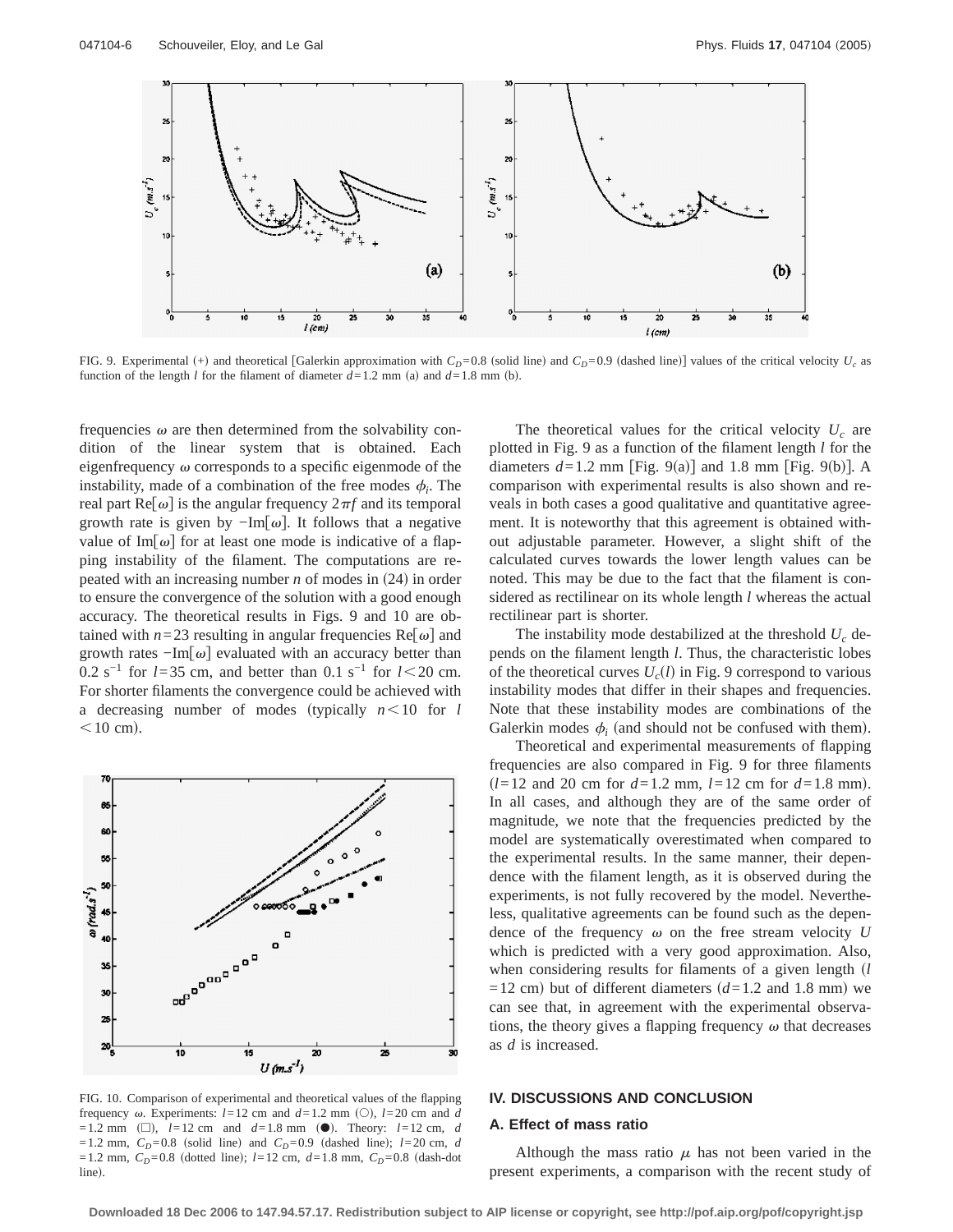FIG. 9. Experimental (+) and theoretical [Galerkin approximation with $C_D=0.8$ (solid line) and $C_D=0.9$ (dashed line)] values of the critical velocity $U_c$ as function of the length $l$ for the filament of diameter $d=1.2$ mm (a) and $d=1.8$ mm (b).

frequencies $\omega$ are then determined from the solvability condition of the linear system that is obtained. Each eigenfrequency $\omega$ corresponds to a specific eigenmode of the instability, made of a combination of the free modes $\phi_i$. The real part $\mathrm{Re}[\omega]$ is the angular frequency $2\pi f$ and its temporal growth rate is given by $-\mathrm{Im}[\omega]$. It follows that a negative value of $\mathrm{Im}[\omega]$ for at least one mode is indicative of a flapping instability of the filament. The computations are repeated with an increasing number $n$ of modes in (24) in order to ensure the convergence of the solution with a good enough accuracy. The theoretical results in Figs. 9 and 10 are obtained with $n=23$ resulting in angular frequencies $\mathrm{Re}[\omega]$ and growth rates $-\mathrm{Im}[\omega]$ evaluated with an accuracy better than $0.2\ \mathrm{s}^{-1}$ for $l=35$ cm, and better than $0.1\ \mathrm{s}^{-1}$ for $l<20$ cm. For shorter filaments the convergence could be achieved with a decreasing number of modes (typically $n<10$ for $l<10$ cm).

FIG. 10. Comparison of experimental and theoretical values of the flapping frequency $\omega$. Experiments: $l=12$ cm and $d=1.2$ mm (○), $l=20$ cm and $d=1.2$ mm (□), $l=12$ cm and $d=1.8$ mm (●). Theory: $l=12$ cm, $d=1.2$ mm, $C_D=0.8$ (solid line) and $C_D=0.9$ (dashed line); $l=20$ cm, $d=1.2$ mm, $C_D=0.8$ (dotted line); $l=12$ cm, $d=1.8$ mm, $C_D=0.8$ (dash-dot line).

The theoretical values for the critical velocity $U_c$ are plotted in Fig. 9 as a function of the filament length $l$ for the diameters $d=1.2$ mm [Fig. 9(a)] and 1.8 mm [Fig. 9(b)]. A comparison with experimental results is also shown and reveals in both cases a good qualitative and quantitative agreement. It is noteworthy that this agreement is obtained without adjustable parameter. However, a slight shift of the calculated curves towards the lower length values can be noted. This may be due to the fact that the filament is considered as rectilinear on its whole length $l$ whereas the actual rectilinear part is shorter.

The instability mode destabilized at the threshold $U_c$ depends on the filament length $l$. Thus, the characteristic lobes of the theoretical curves $U_c(l)$ in Fig. 9 correspond to various instability modes that differ in their shapes and frequencies. Note that these instability modes are combinations of the Galerkin modes $\phi_i$ (and should not be confused with them).

Theoretical and experimental measurements of flapping frequencies are also compared in Fig. 9 for three filaments ($l=12$ and 20 cm for $d=1.2$ mm, $l=12$ cm for $d=1.8$ mm). In all cases, and although they are of the same order of magnitude, we note that the frequencies predicted by the model are systematically overestimated when compared to the experimental results. In the same manner, their dependence with the filament length, as it is observed during the experiments, is not fully recovered by the model. Nevertheless, qualitative agreements can be found such as the dependence of the frequency $\omega$ on the free stream velocity $U$ which is predicted with a very good approximation. Also, when considering results for filaments of a given length ($l=12$ cm) but of different diameters ($d=1.2$ and 1.8 mm) we can see that, in agreement with the experimental observations, the theory gives a flapping frequency $\omega$ that decreases as $d$ is increased.

## IV. DISCUSSIONS AND CONCLUSION

### A. Effect of mass ratio

Although the mass ratio $\mu$ has not been varied in the present experiments, a comparison with the recent study of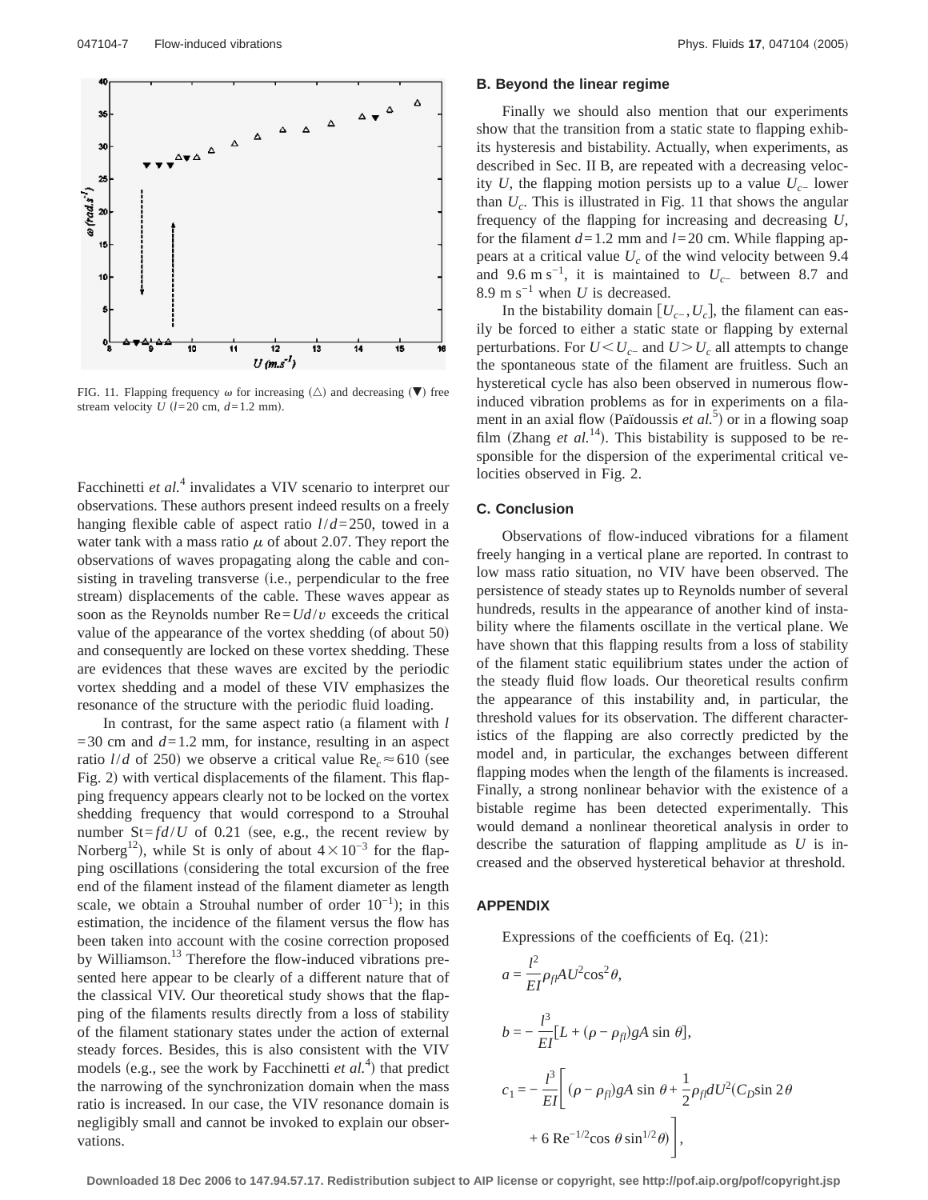FIG. 11. Flapping frequency $\omega$ for increasing (△) and decreasing (▼) free stream velocity $U$ ($l=20$ cm, $d=1.2$ mm).

Facchinetti *et al.*[4] invalidates a VIV scenario to interpret our observations. These authors present indeed results on a freely hanging flexible cable of aspect ratio $l/d=250$, towed in a water tank with a mass ratio $\mu$ of about 2.07. They report the observations of waves propagating along the cable and consisting in traveling transverse (i.e., perpendicular to the free stream) displacements of the cable. These waves appear as soon as the Reynolds number $\text{Re}=Ud/v$ exceeds the critical value of the appearance of the vortex shedding (of about 50) and consequently are locked on these vortex shedding. These are evidences that these waves are excited by the periodic vortex shedding and a model of these VIV emphasizes the resonance of the structure with the periodic fluid loading.

In contrast, for the same aspect ratio (a filament with $l=30$ cm and $d=1.2$ mm, for instance, resulting in an aspect ratio $l/d$ of 250) we observe a critical value $\text{Re}_c \approx 610$ (see Fig. 2) with vertical displacements of the filament. This flapping frequency appears clearly not to be locked on the vortex shedding frequency that would correspond to a Strouhal number $\text{St}=fd/U$ of 0.21 (see, e.g., the recent review by Norberg[12]), while St is only of about $4\times 10^{-3}$ for the flapping oscillations (considering the total excursion of the free end of the filament instead of the filament diameter as length scale, we obtain a Strouhal number of order $10^{-1}$); in this estimation, the incidence of the filament versus the flow has been taken into account with the cosine correction proposed by Williamson.[13] Therefore the flow-induced vibrations presented here appear to be clearly of a different nature that of the classical VIV. Our theoretical study shows that the flapping of the filaments results directly from a loss of stability of the filament stationary states under the action of external steady forces. Besides, this is also consistent with the VIV models (e.g., see the work by Facchinetti *et al.*[4]) that predict the narrowing of the synchronization domain when the mass ratio is increased. In our case, the VIV resonance domain is negligibly small and cannot be invoked to explain our observations.

### B. Beyond the linear regime

Finally we should also mention that our experiments show that the transition from a static state to flapping exhibits hysteresis and bistability. Actually, when experiments, as described in Sec. II B, are repeated with a decreasing velocity $U$, the flapping motion persists up to a value $U_{c-}$ lower than $U_c$. This is illustrated in Fig. 11 that shows the angular frequency of the flapping for increasing and decreasing $U$, for the filament $d=1.2$ mm and $l=20$ cm. While flapping appears at a critical value $U_c$ of the wind velocity between 9.4 and 9.6 m s$^{-1}$, it is maintained to $U_{c-}$ between 8.7 and 8.9 m s$^{-1}$ when $U$ is decreased.

In the bistability domain $[U_{c-}, U_c]$, the filament can easily be forced to either a static state or flapping by external perturbations. For $U<U_{c-}$ and $U>U_c$ all attempts to change the spontaneous state of the filament are fruitless. Such an hysteretical cycle has also been observed in numerous flow-induced vibration problems as for in experiments on a filament in an axial flow (Païdoussis *et al.*[5]) or in a flowing soap film (Zhang *et al.*[14]). This bistability is supposed to be responsible for the dispersion of the experimental critical velocities observed in Fig. 2.

### C. Conclusion

Observations of flow-induced vibrations for a filament freely hanging in a vertical plane are reported. In contrast to low mass ratio situation, no VIV have been observed. The persistence of steady states up to Reynolds number of several hundreds, results in the appearance of another kind of instability where the filaments oscillate in the vertical plane. We have shown that this flapping results from a loss of stability of the filament static equilibrium states under the action of the steady fluid flow loads. Our theoretical results confirm the appearance of this instability and, in particular, the threshold values for its observation. The different characteristics of the flapping are also correctly predicted by the model and, in particular, the exchanges between different flapping modes when the length of the filaments is increased. Finally, a strong nonlinear behavior with the existence of a bistable regime has been detected experimentally. This would demand a nonlinear theoretical analysis in order to describe the saturation of flapping amplitude as $U$ is increased and the observed hysteretical behavior at threshold.

## APPENDIX

Expressions of the coefficients of Eq. (21):

$$a = \frac{l^2}{EI}\rho_{fl}AU^2\cos^2\theta,$$

$$b = -\frac{l^3}{EI}[L + (\rho - \rho_{fl})gA\sin\theta],$$

$$c_1 = -\frac{l^3}{EI}\left[(\rho - \rho_{fl})gA\sin\theta + \frac{1}{2}\rho_{fl}dU^2(C_D\sin 2\theta + 6\,\text{Re}^{-1/2}\cos\theta\sin^{1/2}\theta)\right],$$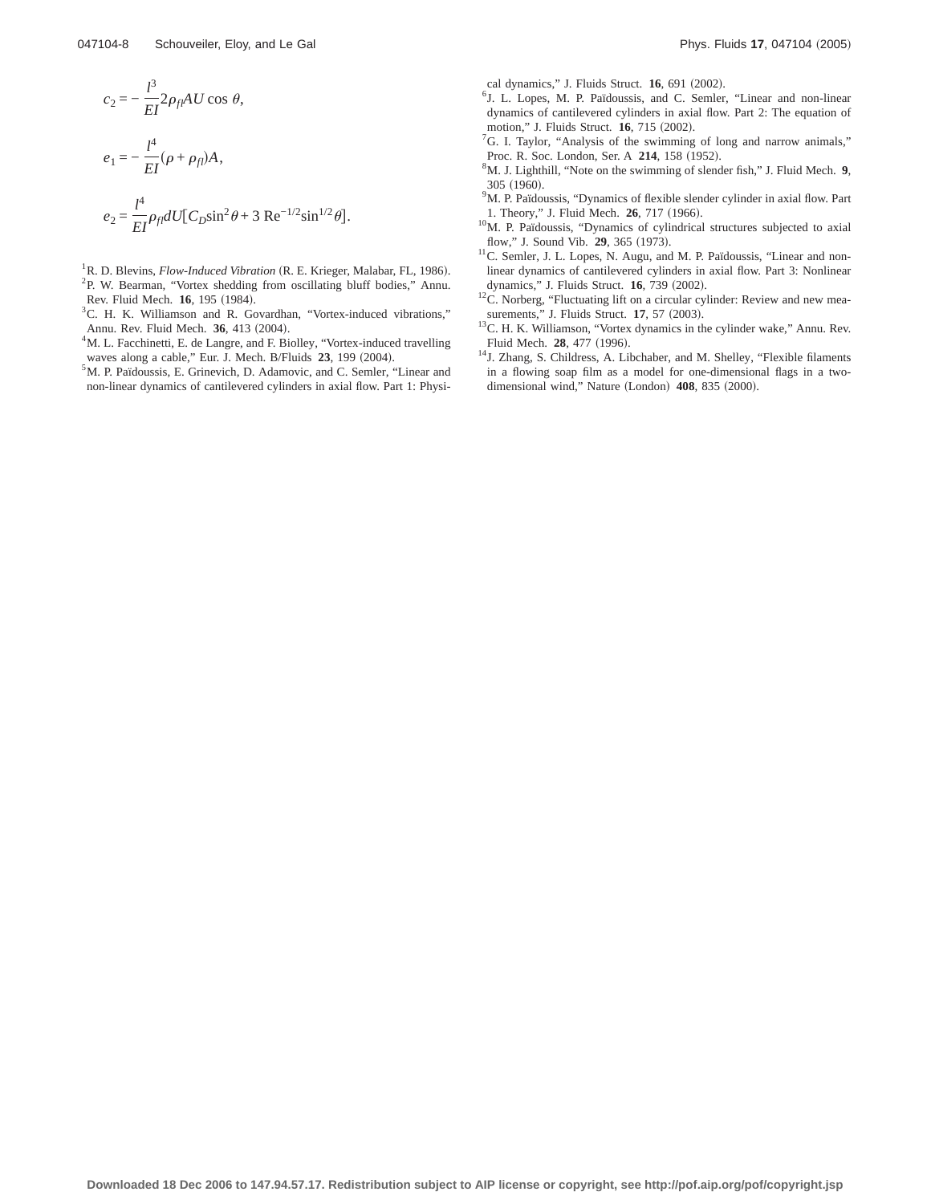$$c_2 = -\frac{l^3}{EI} 2\rho_{fl} AU \cos\theta,$$

$$e_1 = -\frac{l^4}{EI}(\rho + \rho_{fl})A,$$

$$e_2 = \frac{l^4}{EI}\rho_{fl} dU[C_D \sin^2\theta + 3\,\mathrm{Re}^{-1/2}\sin^{1/2}\theta].$$

[1] R. D. Blevins, *Flow-Induced Vibration* (R. E. Krieger, Malabar, FL, 1986).
[2] P. W. Bearman, "Vortex shedding from oscillating bluff bodies," Annu. Rev. Fluid Mech. **16**, 195 (1984).
[3] C. H. K. Williamson and R. Govardhan, "Vortex-induced vibrations," Annu. Rev. Fluid Mech. **36**, 413 (2004).
[4] M. L. Facchinetti, E. de Langre, and F. Biolley, "Vortex-induced travelling waves along a cable," Eur. J. Mech. B/Fluids **23**, 199 (2004).
[5] M. P. Païdoussis, E. Grinevich, D. Adamovic, and C. Semler, "Linear and non-linear dynamics of cantilevered cylinders in axial flow. Part 1: Physical dynamics," J. Fluids Struct. **16**, 691 (2002).
[6] J. L. Lopes, M. P. Païdoussis, and C. Semler, "Linear and non-linear dynamics of cantilevered cylinders in axial flow. Part 2: The equation of motion," J. Fluids Struct. **16**, 715 (2002).
[7] G. I. Taylor, "Analysis of the swimming of long and narrow animals," Proc. R. Soc. London, Ser. A **214**, 158 (1952).
[8] M. J. Lighthill, "Note on the swimming of slender fish," J. Fluid Mech. **9**, 305 (1960).
[9] M. P. Païdoussis, "Dynamics of flexible slender cylinder in axial flow. Part 1. Theory," J. Fluid Mech. **26**, 717 (1966).
[10] M. P. Païdoussis, "Dynamics of cylindrical structures subjected to axial flow," J. Sound Vib. **29**, 365 (1973).
[11] C. Semler, J. L. Lopes, N. Augu, and M. P. Païdoussis, "Linear and non-linear dynamics of cantilevered cylinders in axial flow. Part 3: Nonlinear dynamics," J. Fluids Struct. **16**, 739 (2002).
[12] C. Norberg, "Fluctuating lift on a circular cylinder: Review and new measurements," J. Fluids Struct. **17**, 57 (2003).
[13] C. H. K. Williamson, "Vortex dynamics in the cylinder wake," Annu. Rev. Fluid Mech. **28**, 477 (1996).
[14] J. Zhang, S. Childress, A. Libchaber, and M. Shelley, "Flexible filaments in a flowing soap film as a model for one-dimensional flags in a two-dimensional wind," Nature (London) **408**, 835 (2000).